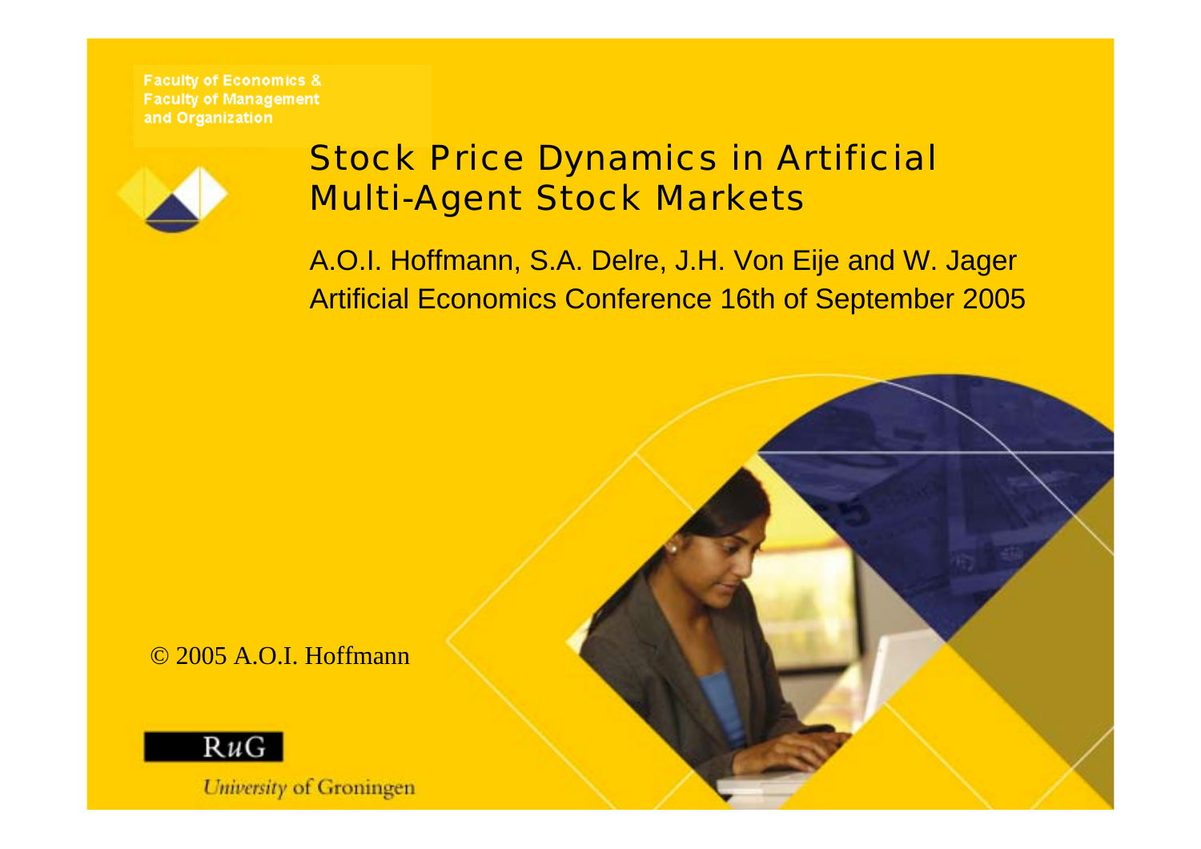Faculty of Economics &
Faculty of Management
and Organization

# Stock Price Dynamics in Artificial Multi-Agent Stock Markets

A.O.I. Hoffmann, S.A. Delre, J.H. Von Eije and W. Jager
Artificial Economics Conference 16th of September 2005

© 2005 A.O.I. Hoffmann

RuG

University of Groningen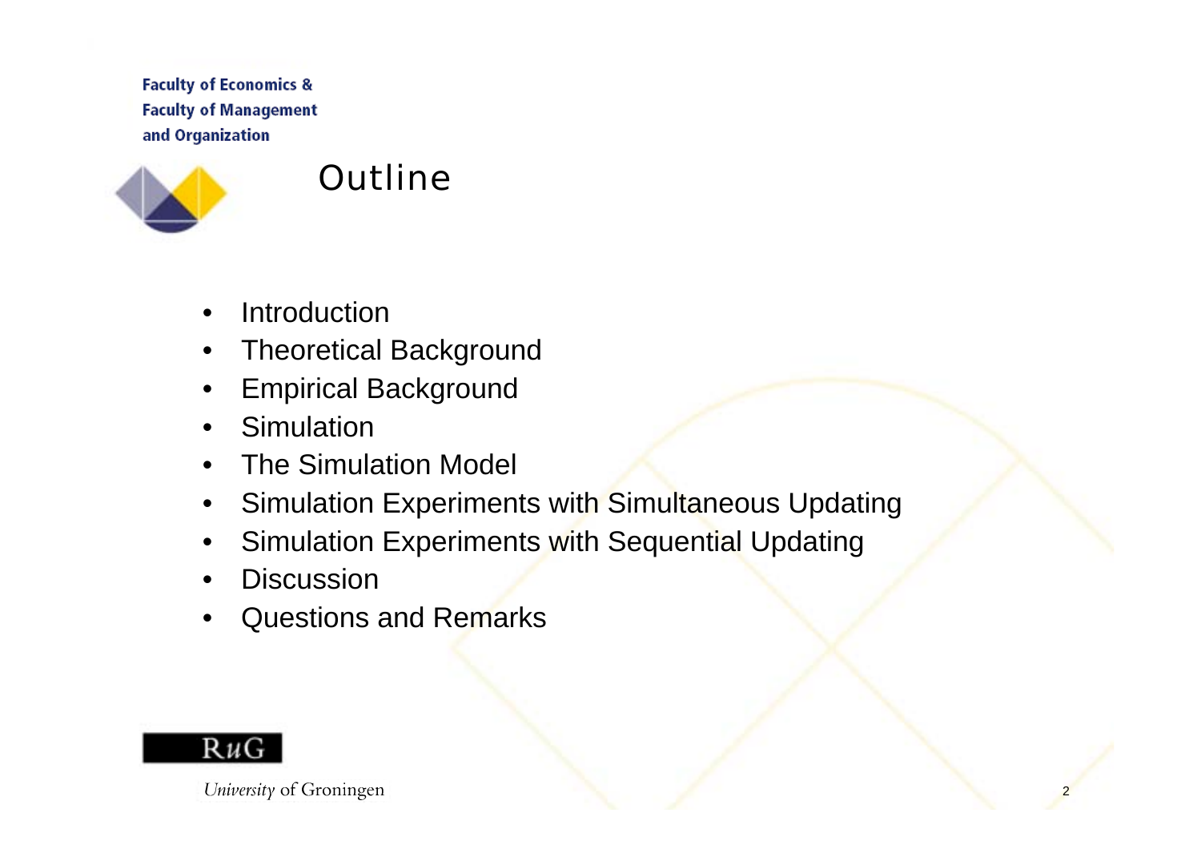# Outline

- Introduction
- Theoretical Background
- Empirical Background
- Simulation
- The Simulation Model
- Simulation Experiments with Simultaneous Updating
- Simulation Experiments with Sequential Updating
- Discussion
- Questions and Remarks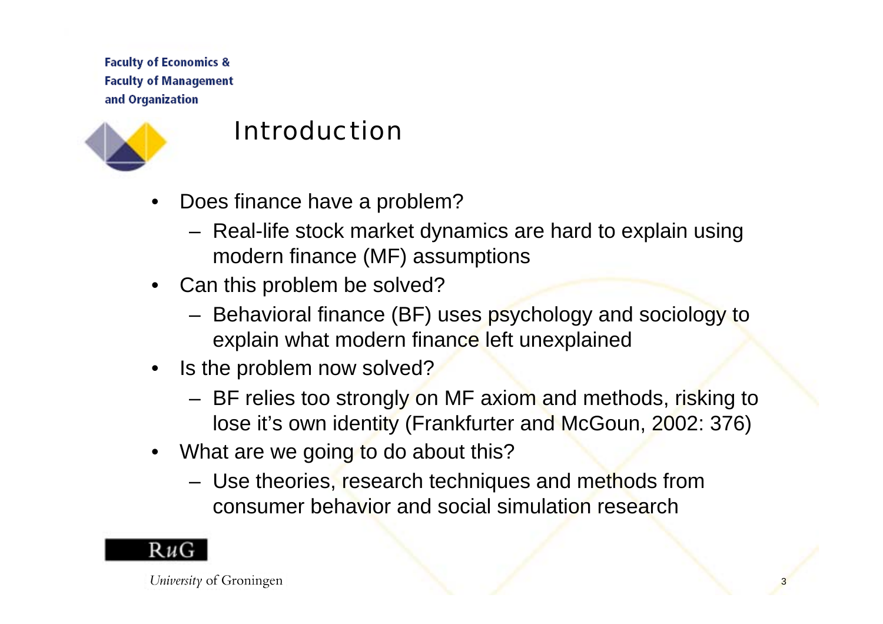# Introduction

- Does finance have a problem?
  - Real-life stock market dynamics are hard to explain using modern finance (MF) assumptions
- Can this problem be solved?
  - Behavioral finance (BF) uses psychology and sociology to explain what modern finance left unexplained
- Is the problem now solved?
  - BF relies too strongly on MF axiom and methods, risking to lose it's own identity (Frankfurter and McGoun, 2002: 376)
- What are we going to do about this?
  - Use theories, research techniques and methods from consumer behavior and social simulation research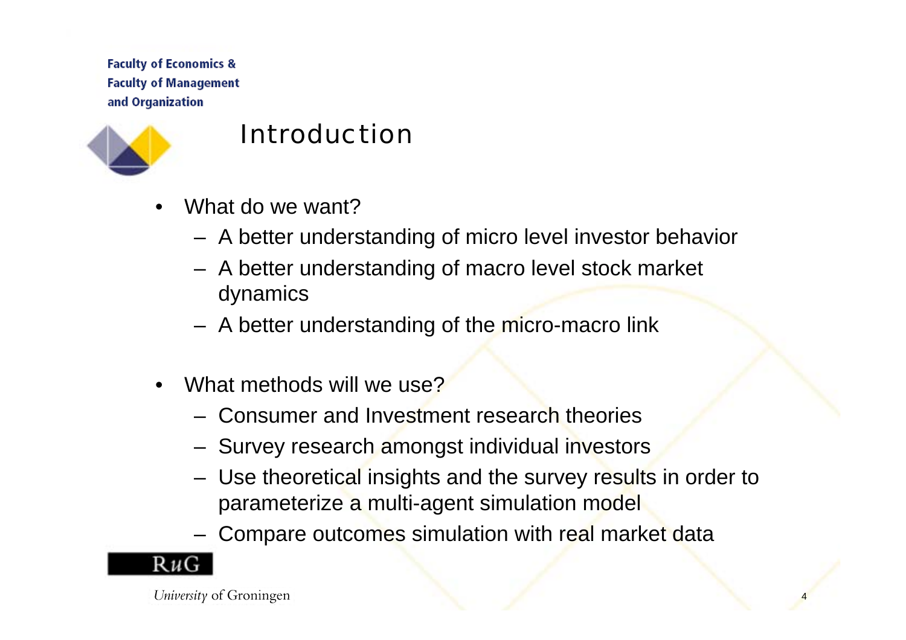# Introduction

- What do we want?
  - A better understanding of micro level investor behavior
  - A better understanding of macro level stock market dynamics
  - A better understanding of the micro-macro link

- What methods will we use?
  - Consumer and Investment research theories
  - Survey research amongst individual investors
  - Use theoretical insights and the survey results in order to parameterize a multi-agent simulation model
  - Compare outcomes simulation with real market data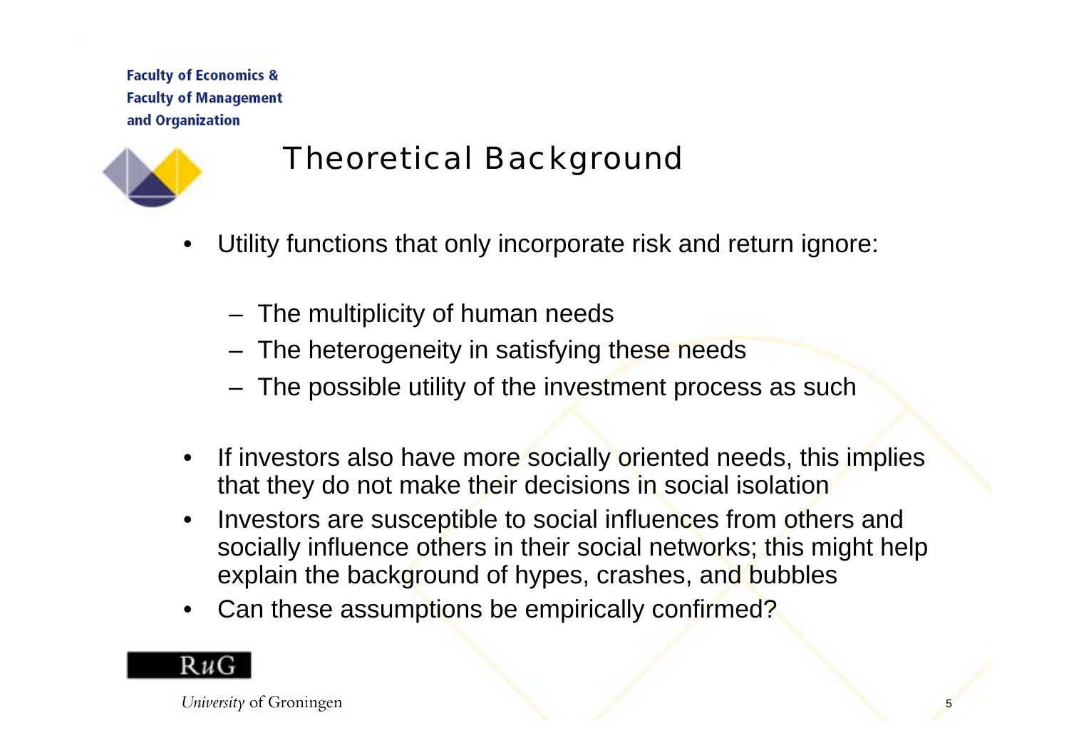# Theoretical Background

- Utility functions that only incorporate risk and return ignore:
  - The multiplicity of human needs
  - The heterogeneity in satisfying these needs
  - The possible utility of the investment process as such
- If investors also have more socially oriented needs, this implies that they do not make their decisions in social isolation
- Investors are susceptible to social influences from others and socially influence others in their social networks; this might help explain the background of hypes, crashes, and bubbles
- Can these assumptions be empirically confirmed?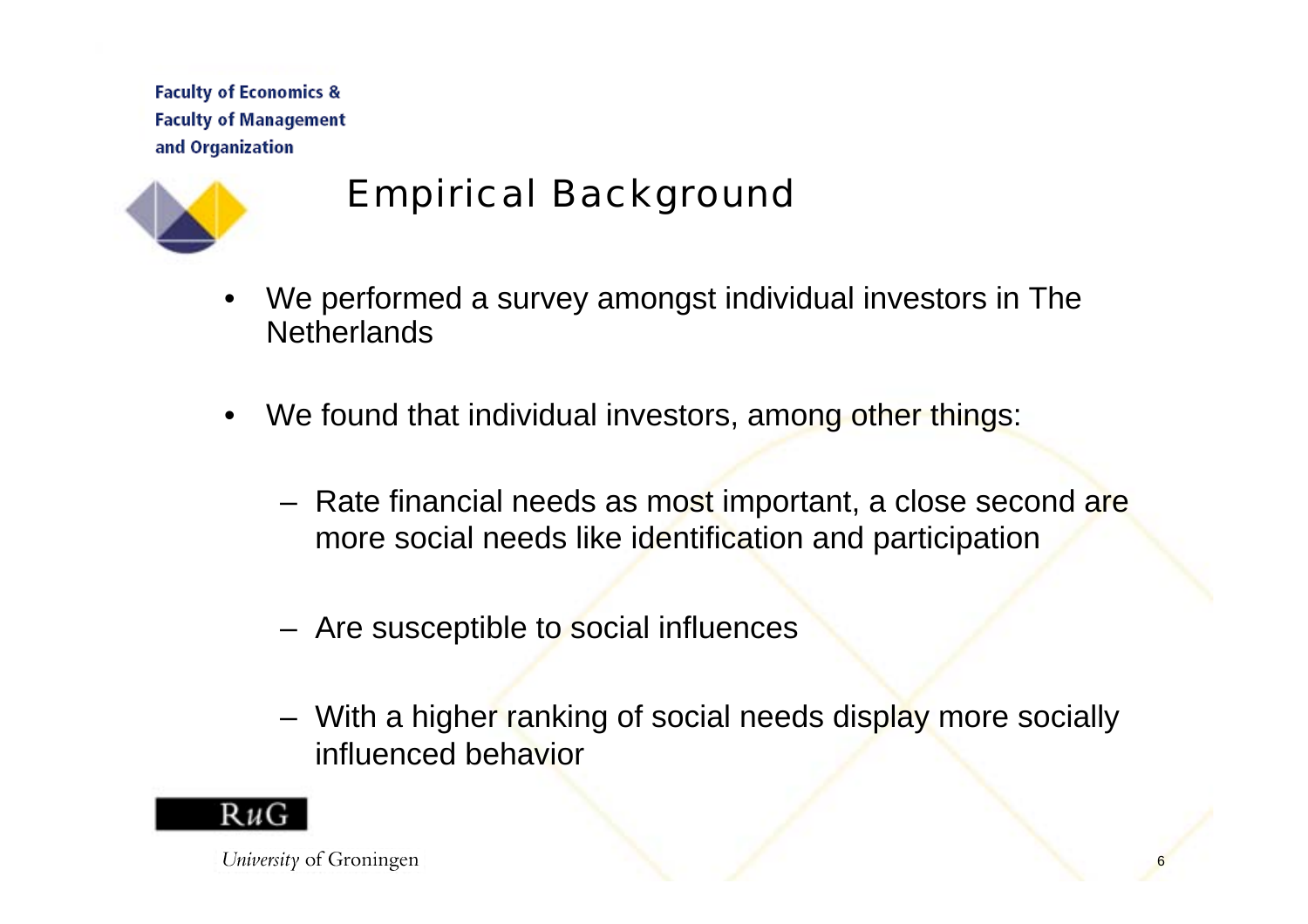# Empirical Background

- We performed a survey amongst individual investors in The Netherlands

- We found that individual investors, among other things:

  - Rate financial needs as most important, a close second are more social needs like identification and participation

  - Are susceptible to social influences

  - With a higher ranking of social needs display more socially influenced behavior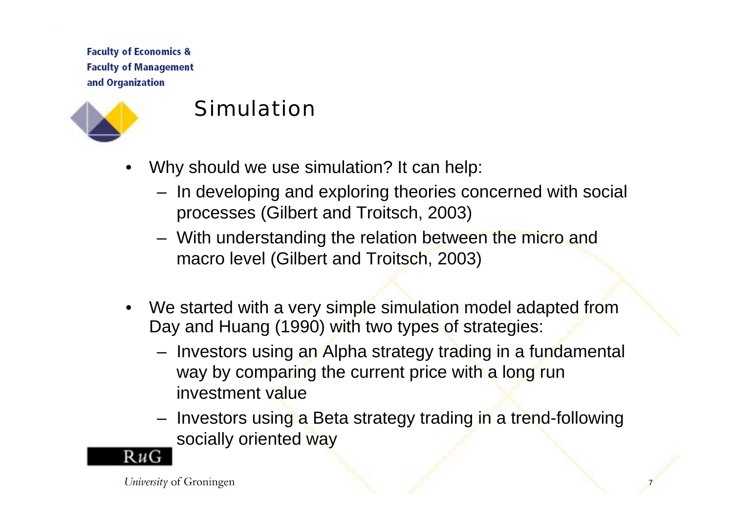# Simulation

- Why should we use simulation? It can help:
  - In developing and exploring theories concerned with social processes (Gilbert and Troitsch, 2003)
  - With understanding the relation between the micro and macro level (Gilbert and Troitsch, 2003)

- We started with a very simple simulation model adapted from Day and Huang (1990) with two types of strategies:
  - Investors using an Alpha strategy trading in a fundamental way by comparing the current price with a long run investment value
  - Investors using a Beta strategy trading in a trend-following socially oriented way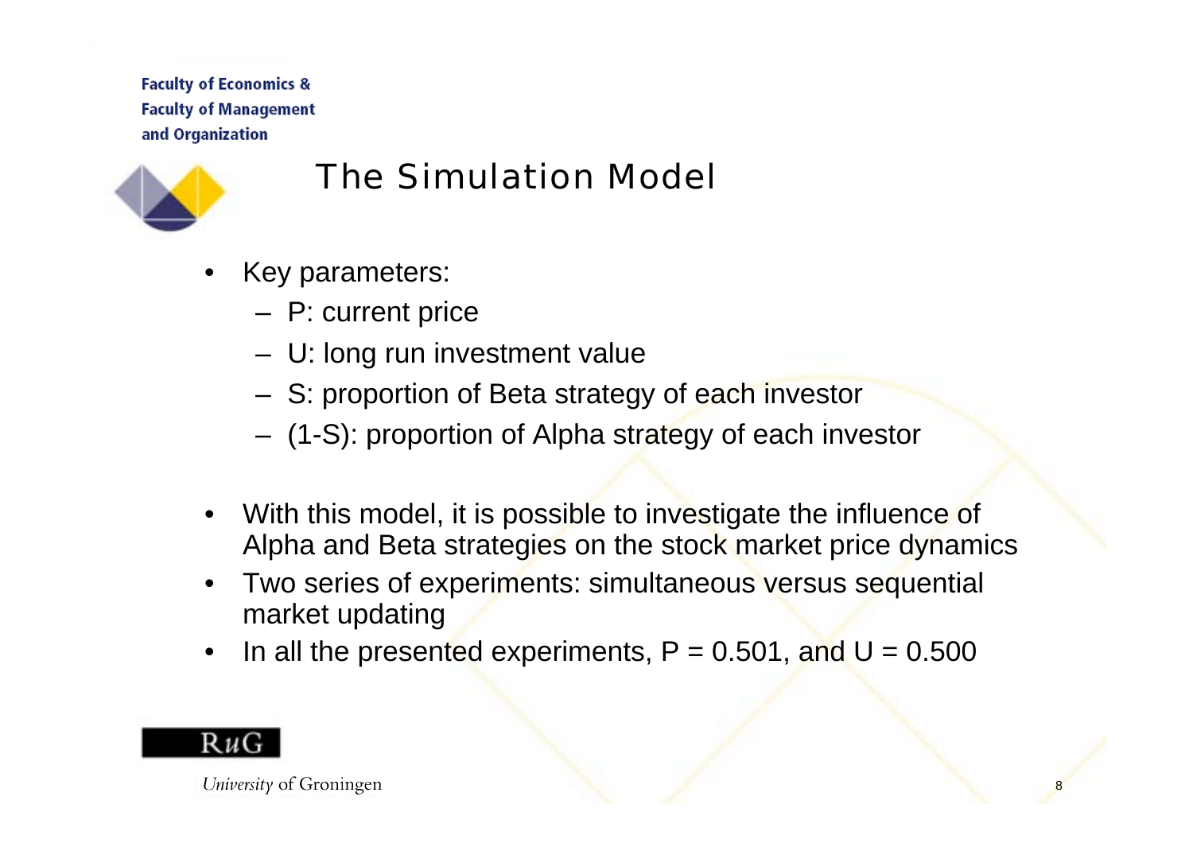# The Simulation Model

- Key parameters:
  - P: current price
  - U: long run investment value
  - S: proportion of Beta strategy of each investor
  - (1-S): proportion of Alpha strategy of each investor

- With this model, it is possible to investigate the influence of Alpha and Beta strategies on the stock market price dynamics
- Two series of experiments: simultaneous versus sequential market updating
- In all the presented experiments, $P = 0.501$, and $U = 0.500$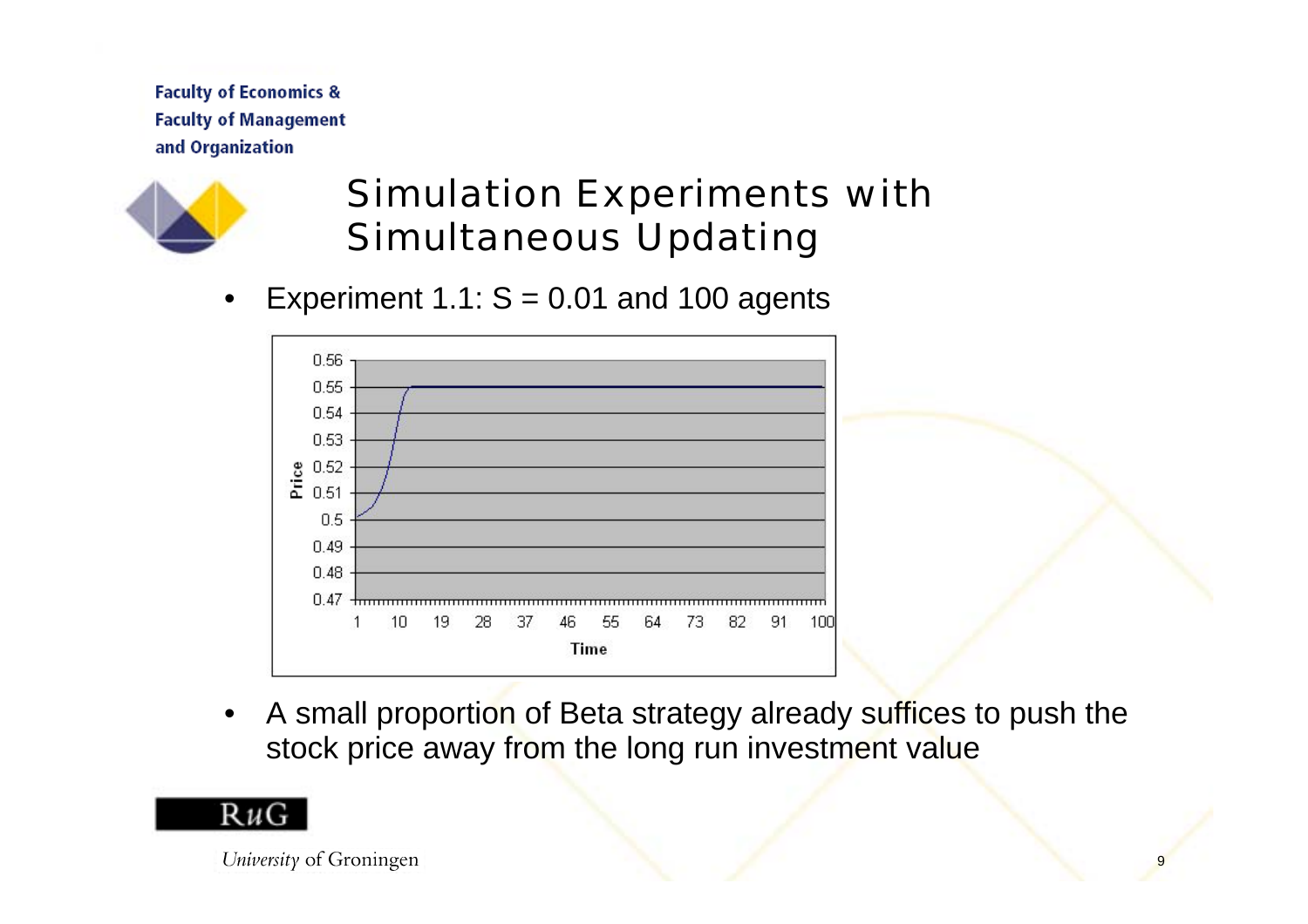# Simulation Experiments with Simultaneous Updating

- Experiment 1.1: S = 0.01 and 100 agents

- A small proportion of Beta strategy already suffices to push the stock price away from the long run investment value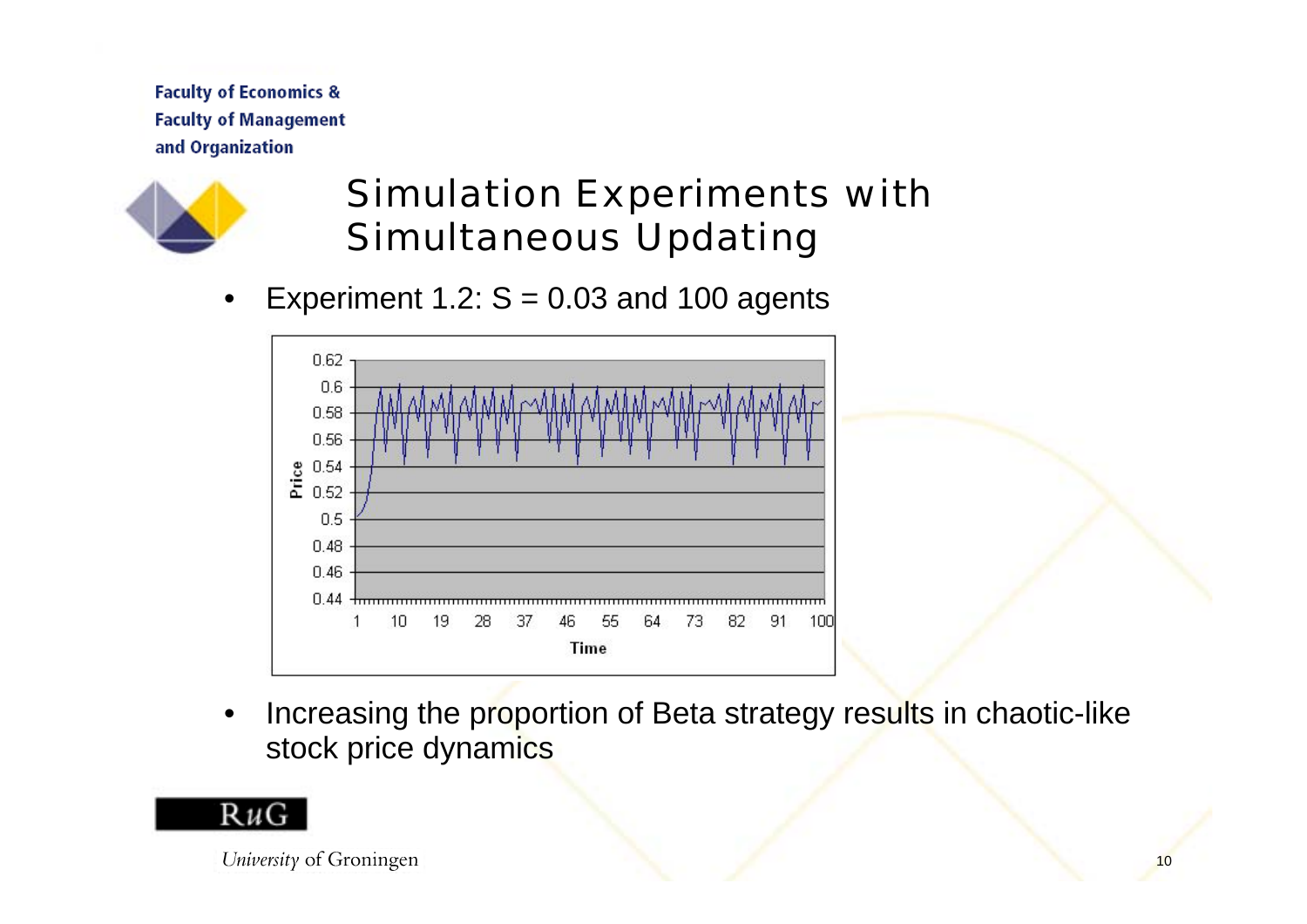# Simulation Experiments with Simultaneous Updating

- Experiment 1.2: S = 0.03 and 100 agents

- Increasing the proportion of Beta strategy results in chaotic-like stock price dynamics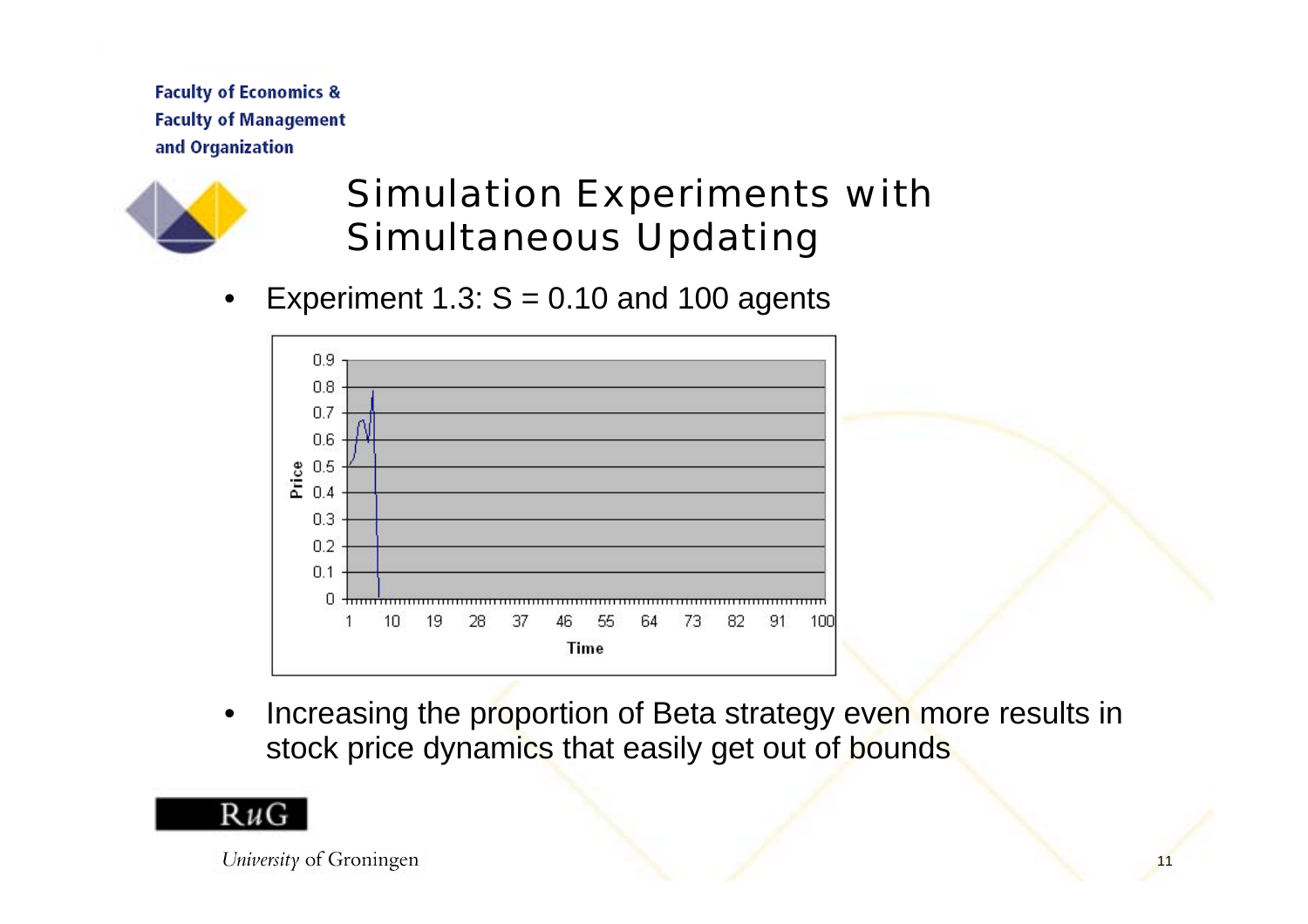# Simulation Experiments with Simultaneous Updating

- Experiment 1.3: S = 0.10 and 100 agents

- Increasing the proportion of Beta strategy even more results in stock price dynamics that easily get out of bounds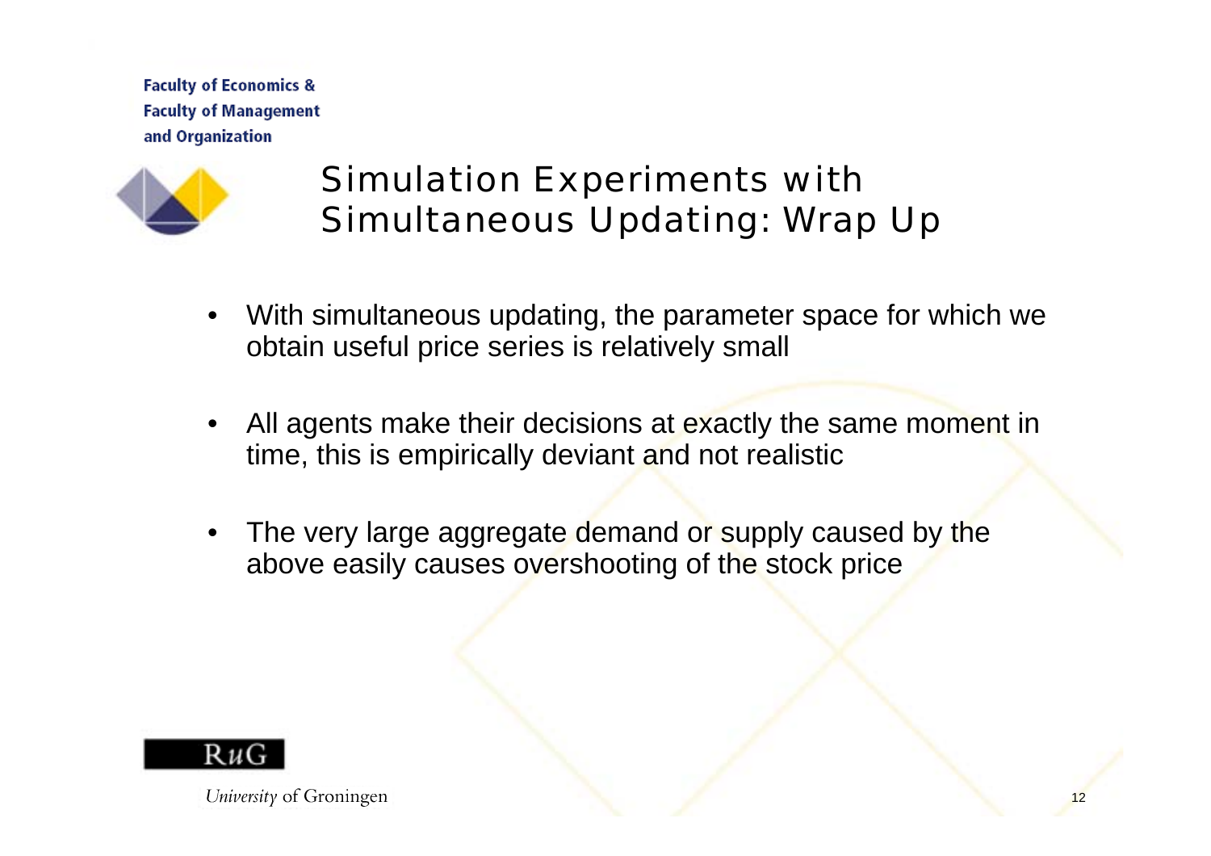# Simulation Experiments with Simultaneous Updating: Wrap Up

- With simultaneous updating, the parameter space for which we obtain useful price series is relatively small
- All agents make their decisions at exactly the same moment in time, this is empirically deviant and not realistic
- The very large aggregate demand or supply caused by the above easily causes overshooting of the stock price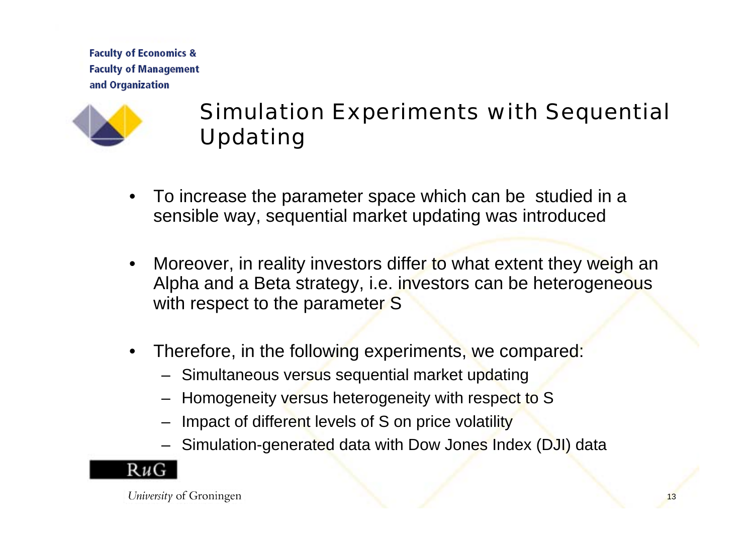# Simulation Experiments with Sequential Updating

- To increase the parameter space which can be studied in a sensible way, sequential market updating was introduced
- Moreover, in reality investors differ to what extent they weigh an Alpha and a Beta strategy, i.e. investors can be heterogeneous with respect to the parameter S
- Therefore, in the following experiments, we compared:
  - Simultaneous versus sequential market updating
  - Homogeneity versus heterogeneity with respect to S
  - Impact of different levels of S on price volatility
  - Simulation-generated data with Dow Jones Index (DJI) data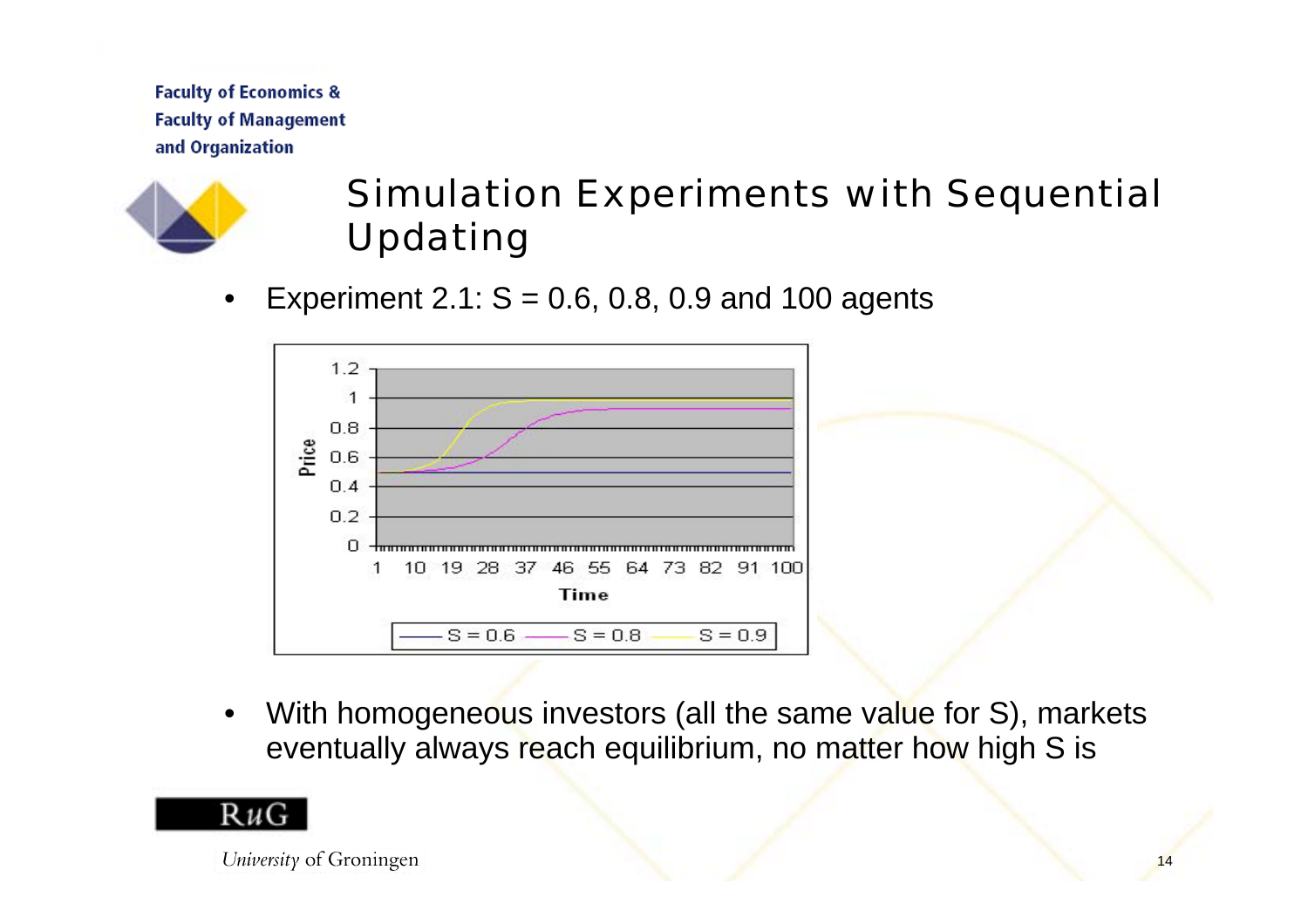# Simulation Experiments with Sequential Updating

- Experiment 2.1: S = 0.6, 0.8, 0.9 and 100 agents

- With homogeneous investors (all the same value for S), markets eventually always reach equilibrium, no matter how high S is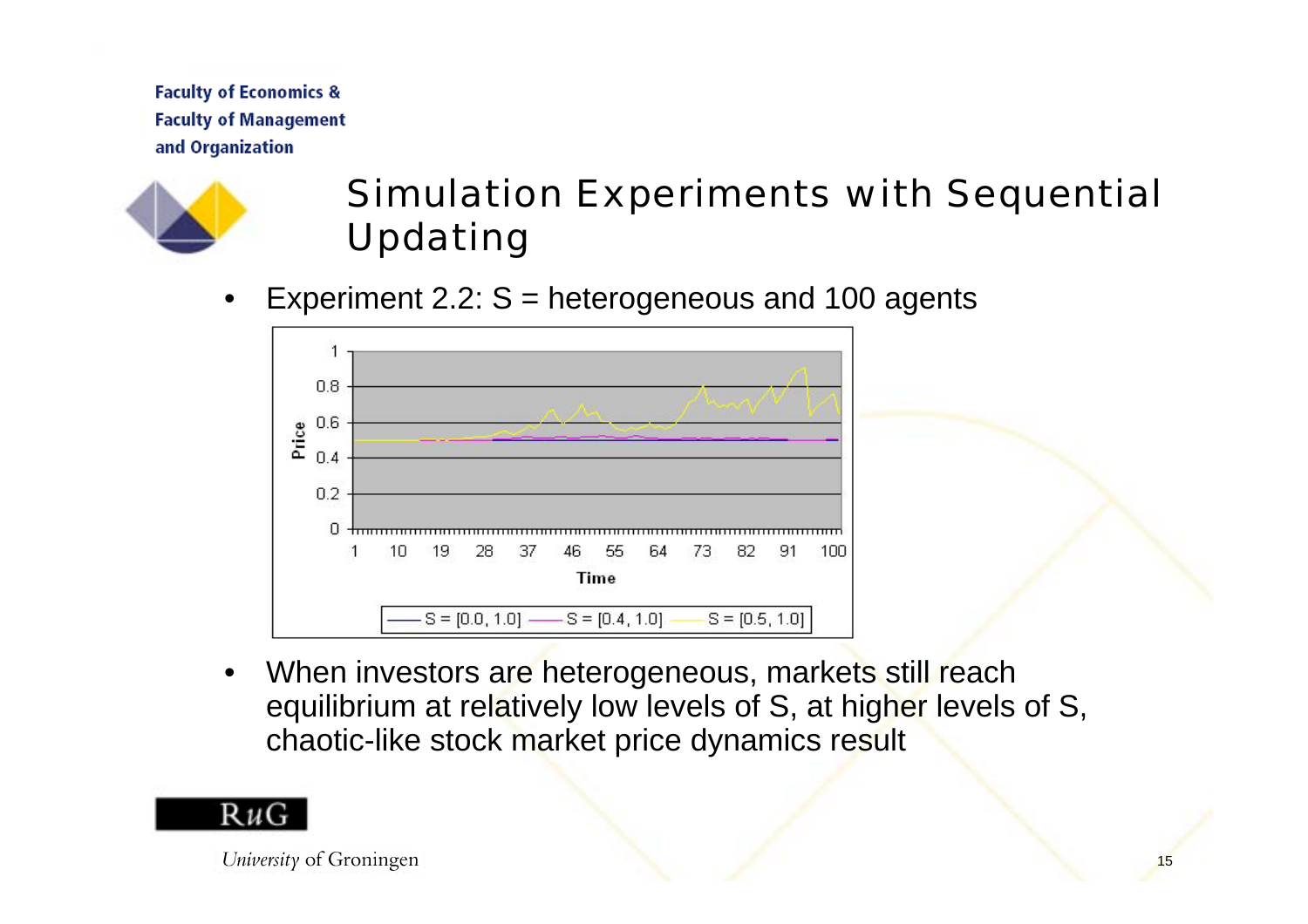# Simulation Experiments with Sequential Updating

- Experiment 2.2: S = heterogeneous and 100 agents

- When investors are heterogeneous, markets still reach equilibrium at relatively low levels of S, at higher levels of S, chaotic-like stock market price dynamics result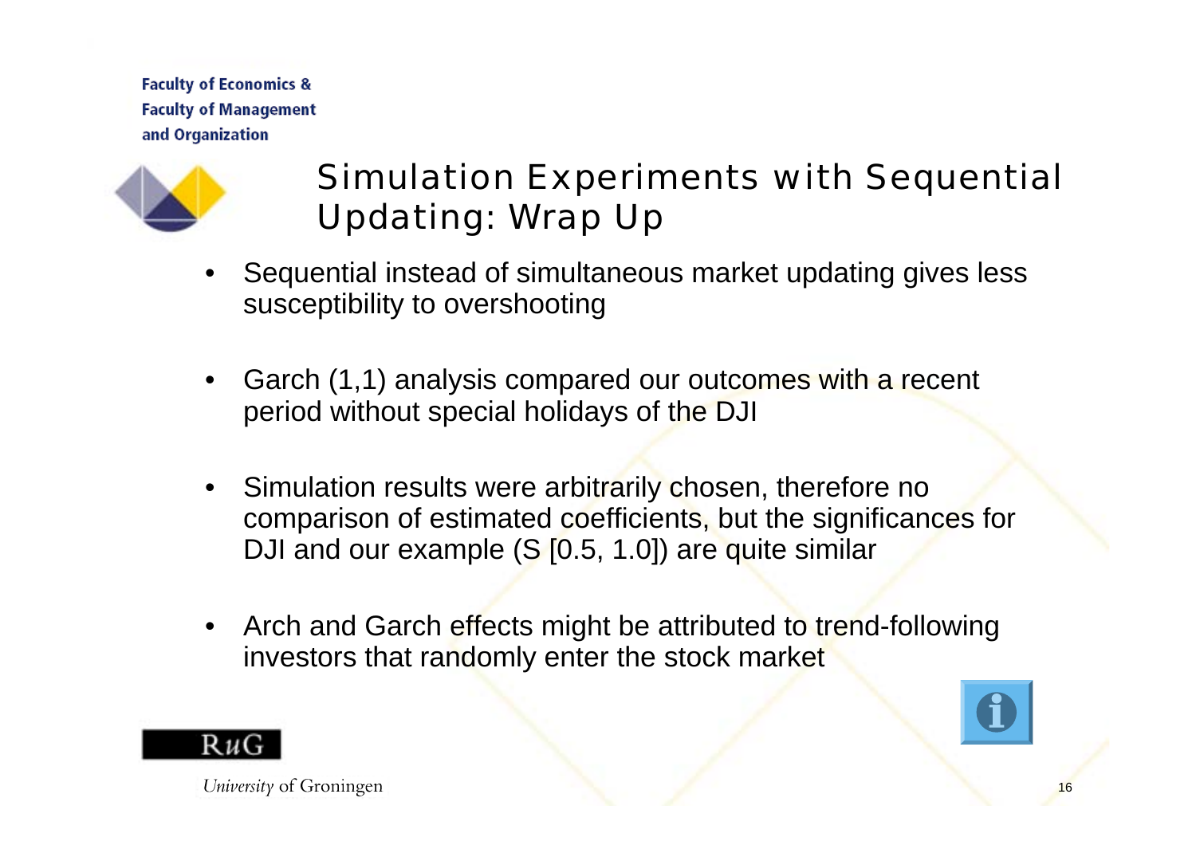## Simulation Experiments with Sequential Updating: Wrap Up

- Sequential instead of simultaneous market updating gives less susceptibility to overshooting
- Garch (1,1) analysis compared our outcomes with a recent period without special holidays of the DJI
- Simulation results were arbitrarily chosen, therefore no comparison of estimated coefficients, but the significances for DJI and our example (S [0.5, 1.0]) are quite similar
- Arch and Garch effects might be attributed to trend-following investors that randomly enter the stock market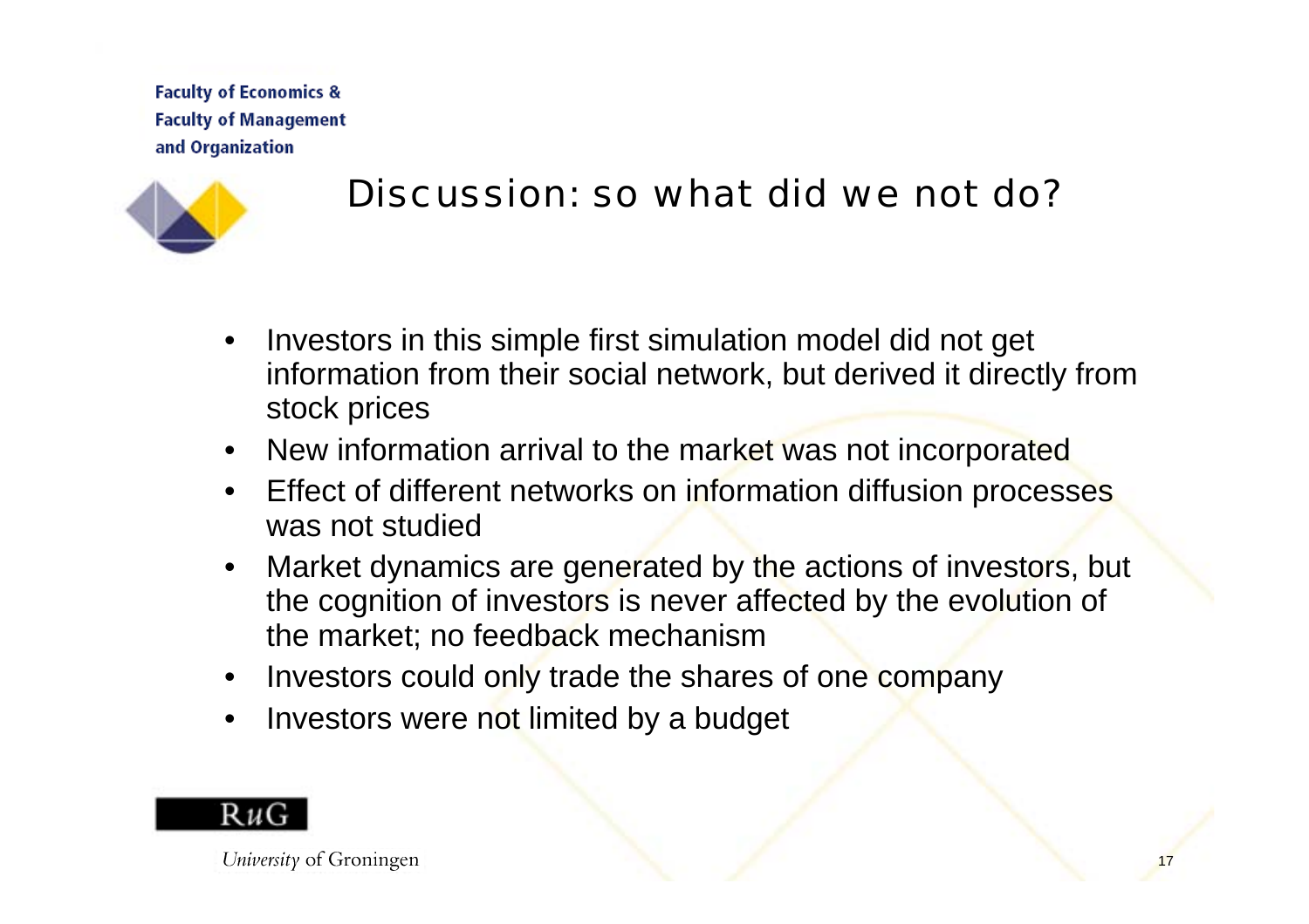# Discussion: so what did we not do?

- Investors in this simple first simulation model did not get information from their social network, but derived it directly from stock prices
- New information arrival to the market was not incorporated
- Effect of different networks on information diffusion processes was not studied
- Market dynamics are generated by the actions of investors, but the cognition of investors is never affected by the evolution of the market; no feedback mechanism
- Investors could only trade the shares of one company
- Investors were not limited by a budget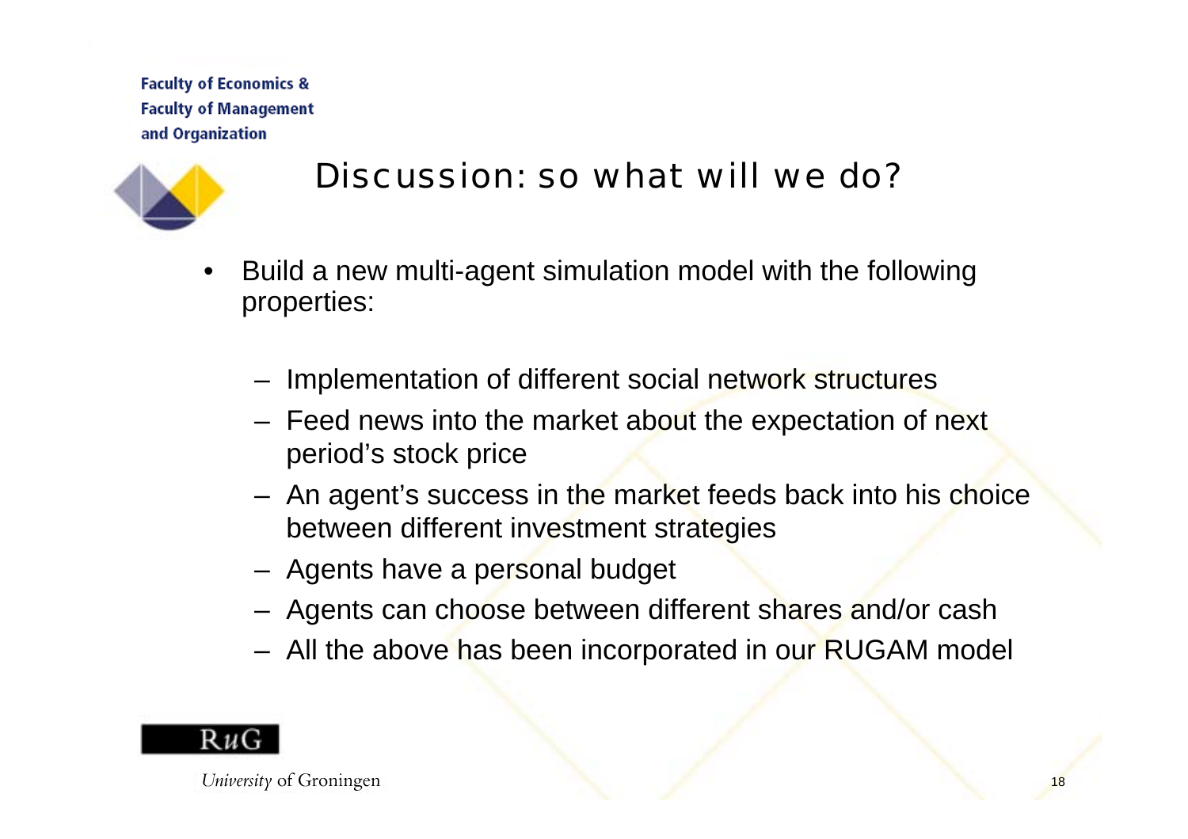# Discussion: so what will we do?

- Build a new multi-agent simulation model with the following properties:
  - Implementation of different social network structures
  - Feed news into the market about the expectation of next period's stock price
  - An agent's success in the market feeds back into his choice between different investment strategies
  - Agents have a personal budget
  - Agents can choose between different shares and/or cash
  - All the above has been incorporated in our RUGAM model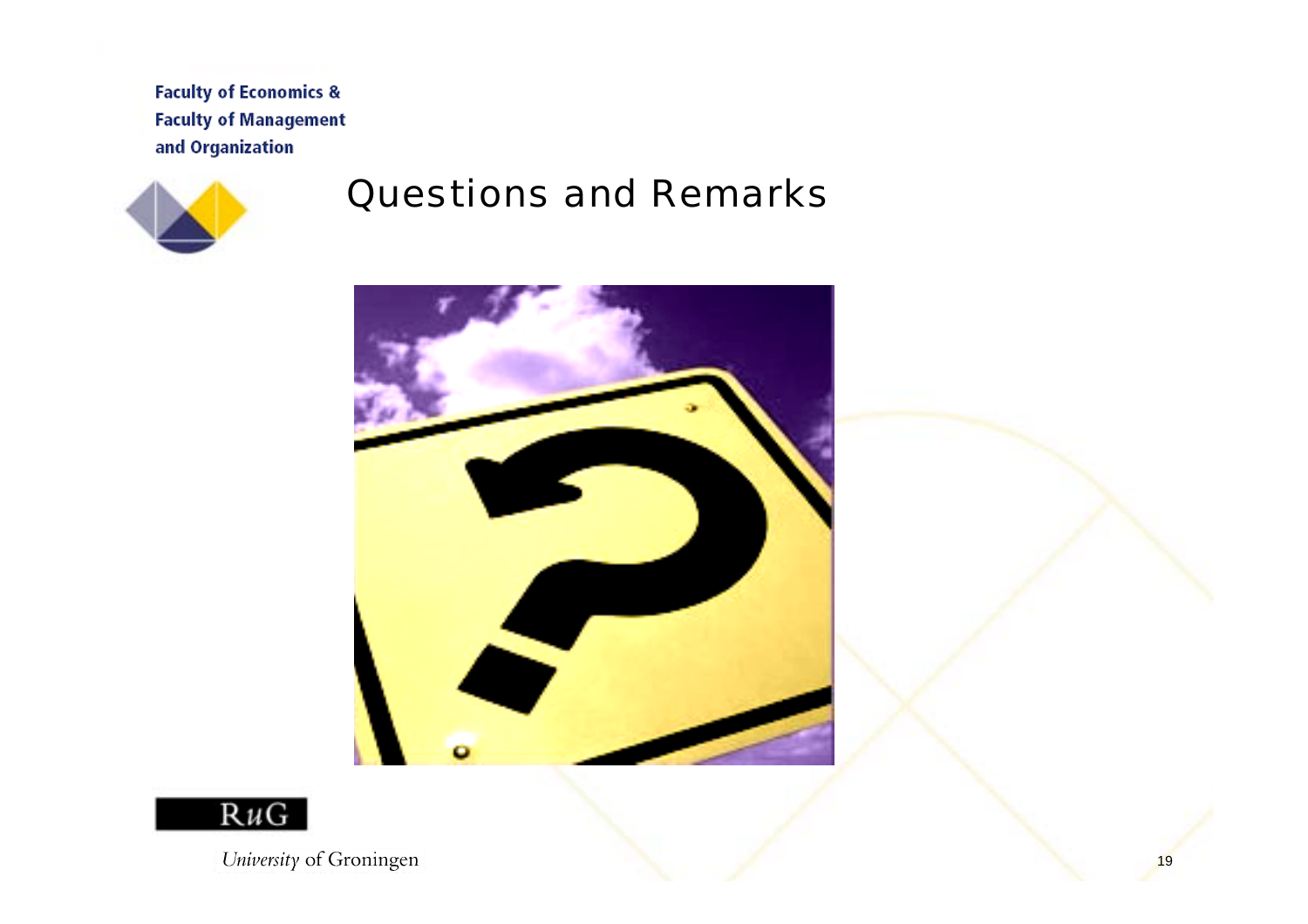# Questions and Remarks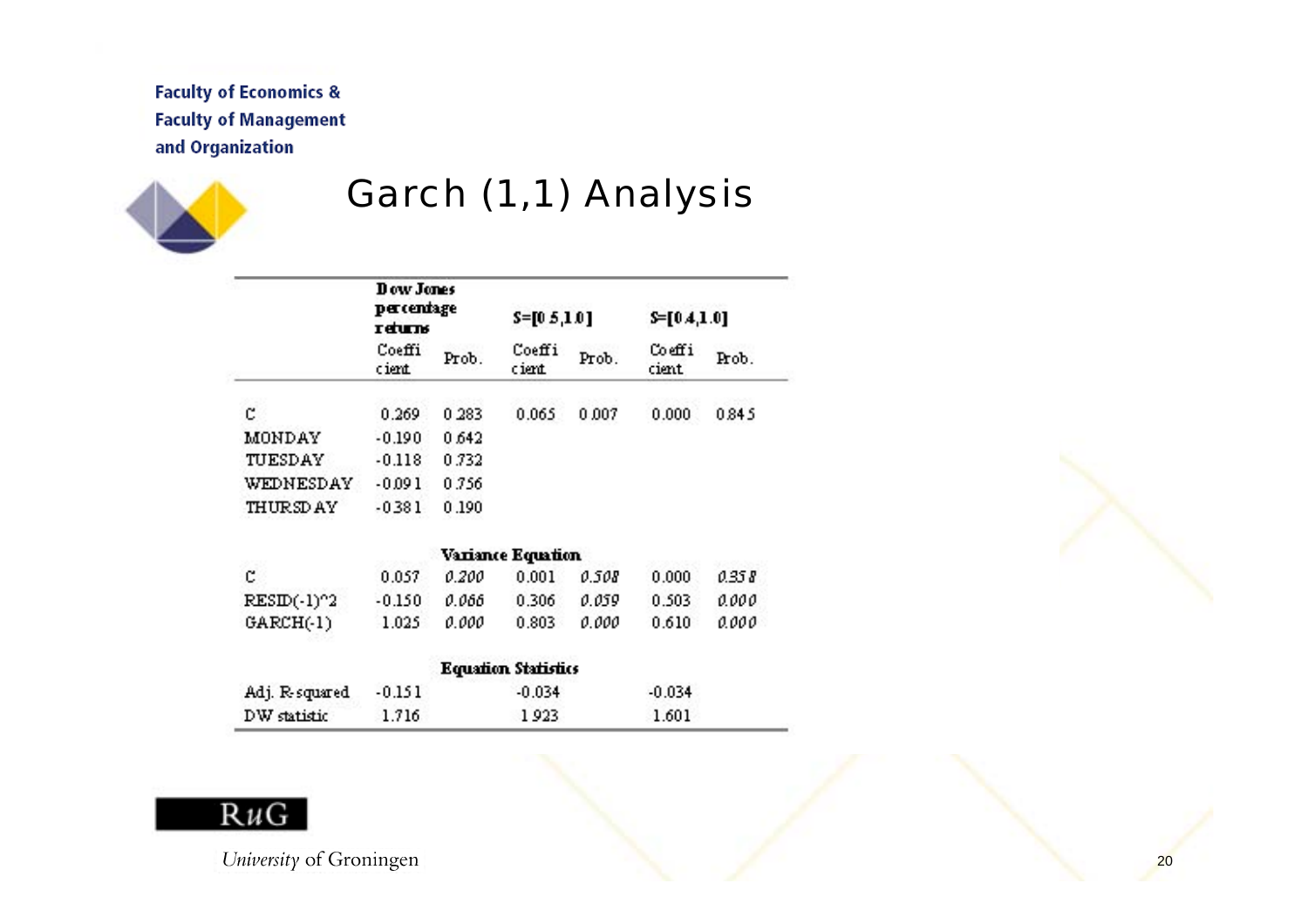# Garch (1,1) Analysis

| | Dow Jones percentage returns | | S=[0.5,1.0] | | S=[0.4,1.0] | |
|---|---|---|---|---|---|---|
| | Coefficient | Prob. | Coefficient | Prob. | Coefficient | Prob. |
| C | 0.269 | 0.283 | 0.065 | 0.007 | 0.000 | 0.845 |
| MONDAY | -0.190 | 0.642 | | | | |
| TUESDAY | -0.118 | 0.732 | | | | |
| WEDNESDAY | -0.091 | 0.756 | | | | |
| THURSDAY | -0.381 | 0.190 | | | | |
| **Variance Equation** | | | | | | |
| C | 0.057 | *0.200* | 0.001 | *0.508* | 0.000 | *0.358* |
| RESID(-1)^2 | -0.150 | *0.066* | 0.306 | *0.059* | 0.503 | *0.000* |
| GARCH(-1) | 1.025 | *0.000* | 0.803 | *0.000* | 0.610 | *0.000* |
| **Equation Statistics** | | | | | | |
| Adj. R-squared | -0.151 | | -0.034 | | -0.034 | |
| DW statistic | 1.716 | | 1.923 | | 1.601 | |